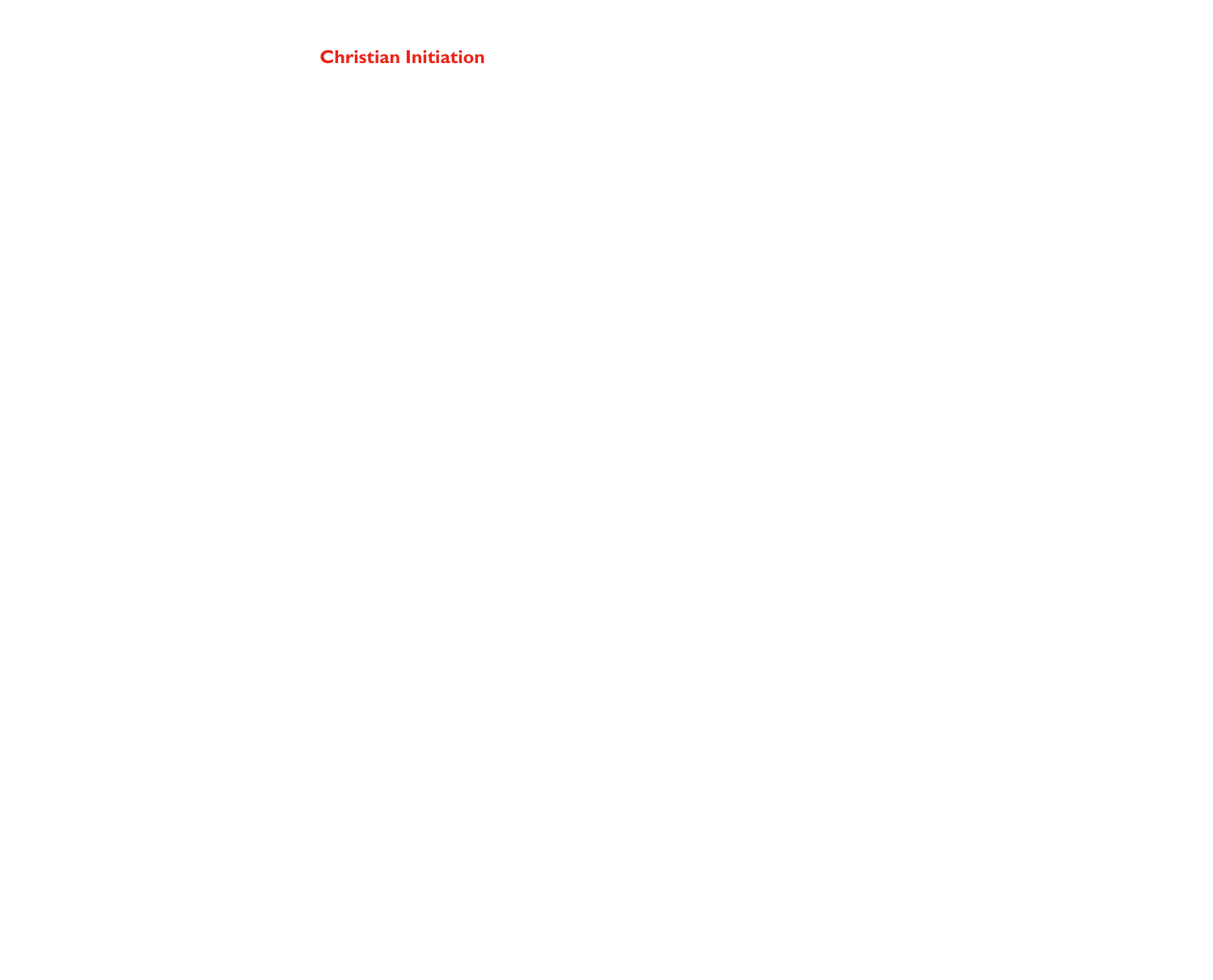# Christian Initiation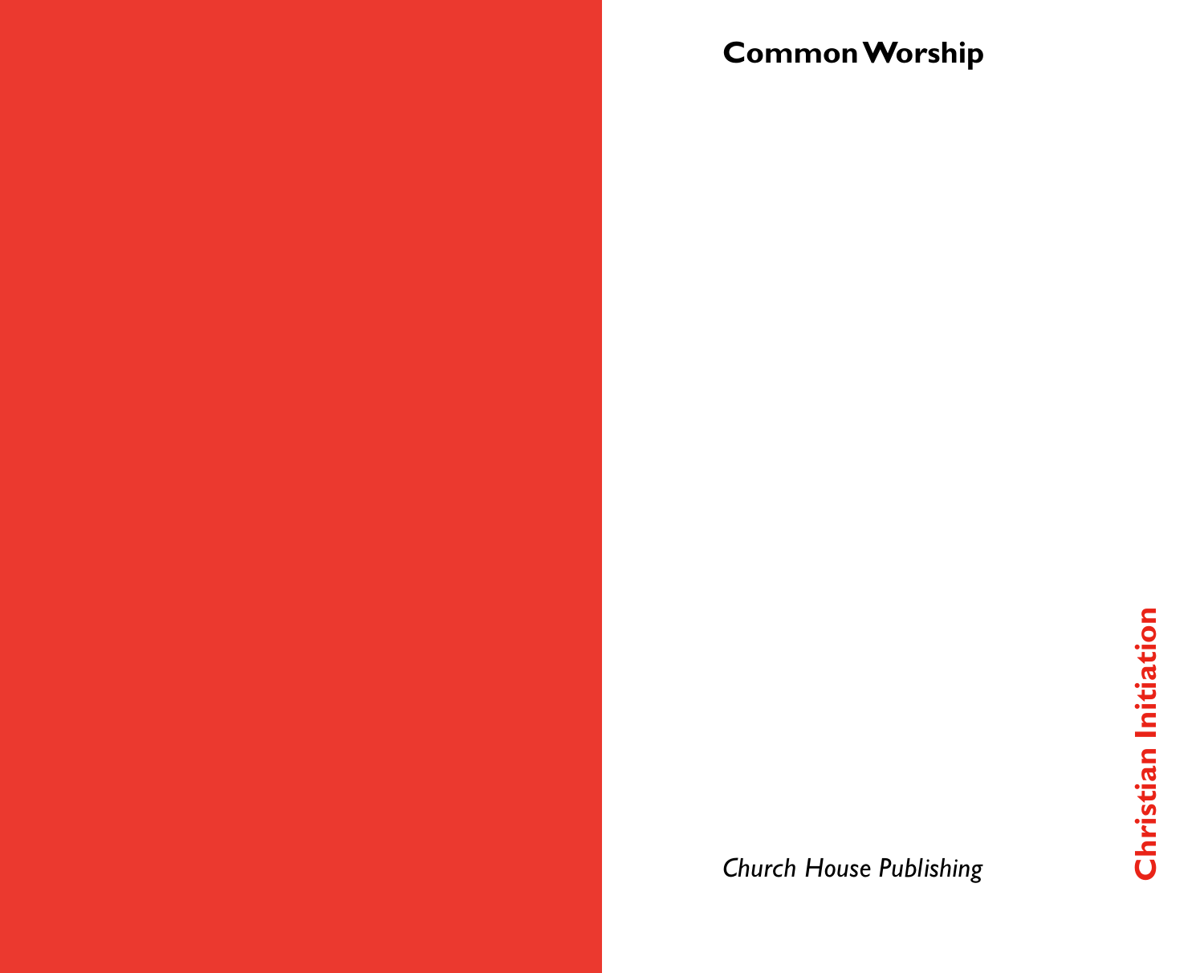**Common Worship**

*Church House Publishing*

**Christian Initiation**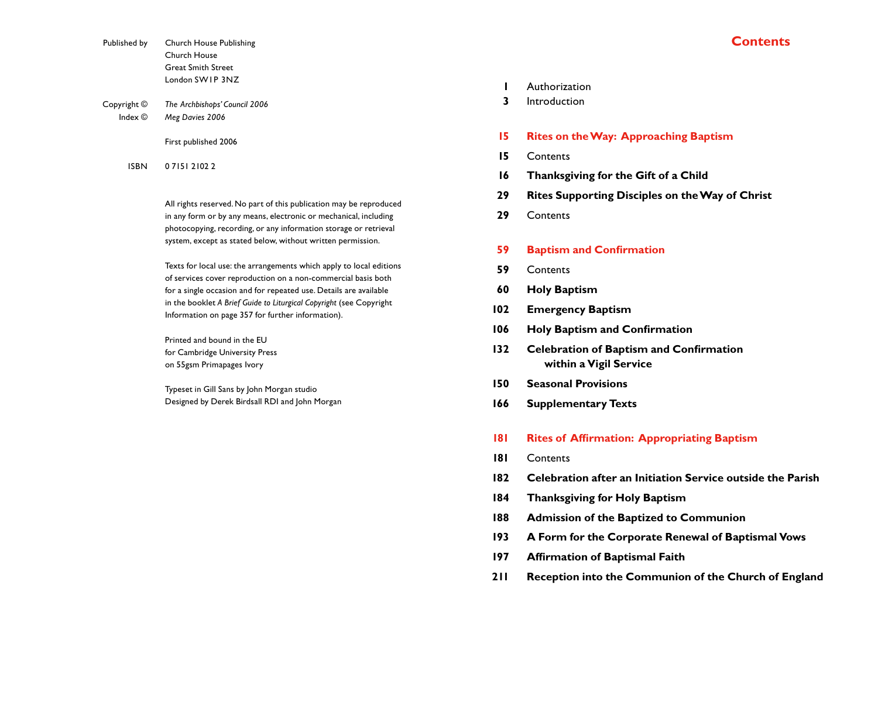| | |
|---|---|
| Published by | Church House Publishing<br>Church House<br>Great Smith Street<br>London SW1P 3NZ |
| Copyright © | *The Archbishops' Council 2006* |
| Index © | *Meg Davies 2006* |
| | First published 2006 |
| ISBN | 0 7151 2102 2 |

All rights reserved. No part of this publication may be reproduced in any form or by any means, electronic or mechanical, including photocopying, recording, or any information storage or retrieval system, except as stated below, without written permission.

Texts for local use: the arrangements which apply to local editions of services cover reproduction on a non-commercial basis both for a single occasion and for repeated use. Details are available in the booklet *A Brief Guide to Liturgical Copyright* (see Copyright Information on page 357 for further information).

Printed and bound in the EU
for Cambridge University Press
on 55gsm Primapages Ivory

Typeset in Gill Sans by John Morgan studio
Designed by Derek Birdsall RDI and John Morgan

# Contents

**1** Authorization
**3** Introduction

**15** **Rites on the Way: Approaching Baptism**
**15** Contents
**16** **Thanksgiving for the Gift of a Child**
**29** **Rites Supporting Disciples on the Way of Christ**
**29** Contents

**59** **Baptism and Confirmation**
**59** Contents
**60** **Holy Baptism**
**102** **Emergency Baptism**
**106** **Holy Baptism and Confirmation**
**132** **Celebration of Baptism and Confirmation within a Vigil Service**
**150** **Seasonal Provisions**
**166** **Supplementary Texts**

**181** **Rites of Affirmation: Appropriating Baptism**
**181** Contents
**182** **Celebration after an Initiation Service outside the Parish**
**184** **Thanksgiving for Holy Baptism**
**188** **Admission of the Baptized to Communion**
**193** **A Form for the Corporate Renewal of Baptismal Vows**
**197** **Affirmation of Baptismal Faith**
**211** **Reception into the Communion of the Church of England**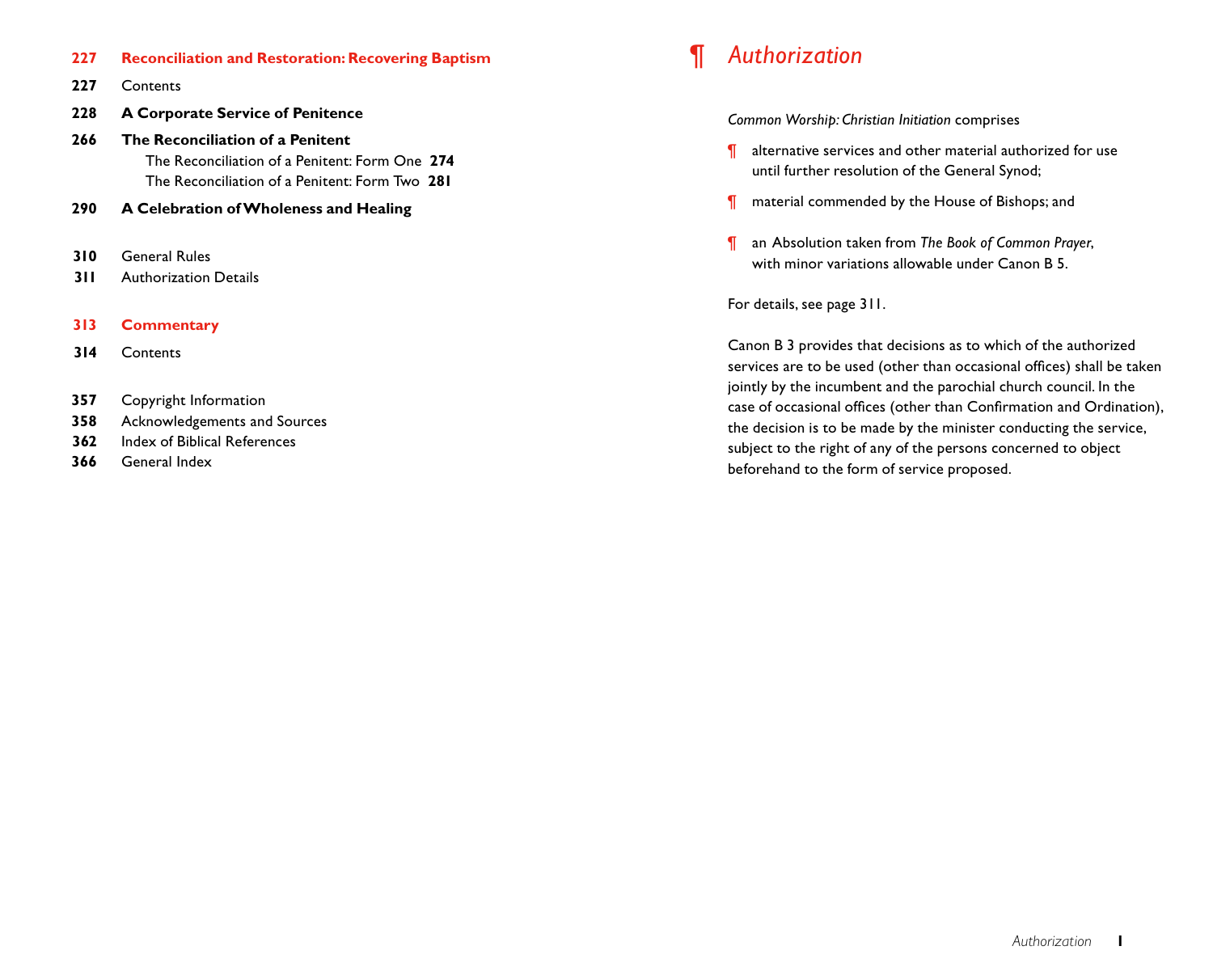**227 Reconciliation and Restoration: Recovering Baptism**

227 Contents

**228 A Corporate Service of Penitence**

**266 The Reconciliation of a Penitent**

- The Reconciliation of a Penitent: Form One **274**
- The Reconciliation of a Penitent: Form Two **281**

**290 A Celebration of Wholeness and Healing**

310 General Rules

311 Authorization Details

**313 Commentary**

314 Contents

357 Copyright Information

358 Acknowledgements and Sources

362 Index of Biblical References

366 General Index

# ¶ *Authorization*

*Common Worship: Christian Initiation* comprises

¶ alternative services and other material authorized for use until further resolution of the General Synod;

¶ material commended by the House of Bishops; and

¶ an Absolution taken from *The Book of Common Prayer*, with minor variations allowable under Canon B 5.

For details, see page 311.

Canon B 3 provides that decisions as to which of the authorized services are to be used (other than occasional offices) shall be taken jointly by the incumbent and the parochial church council. In the case of occasional offices (other than Confirmation and Ordination), the decision is to be made by the minister conducting the service, subject to the right of any of the persons concerned to object beforehand to the form of service proposed.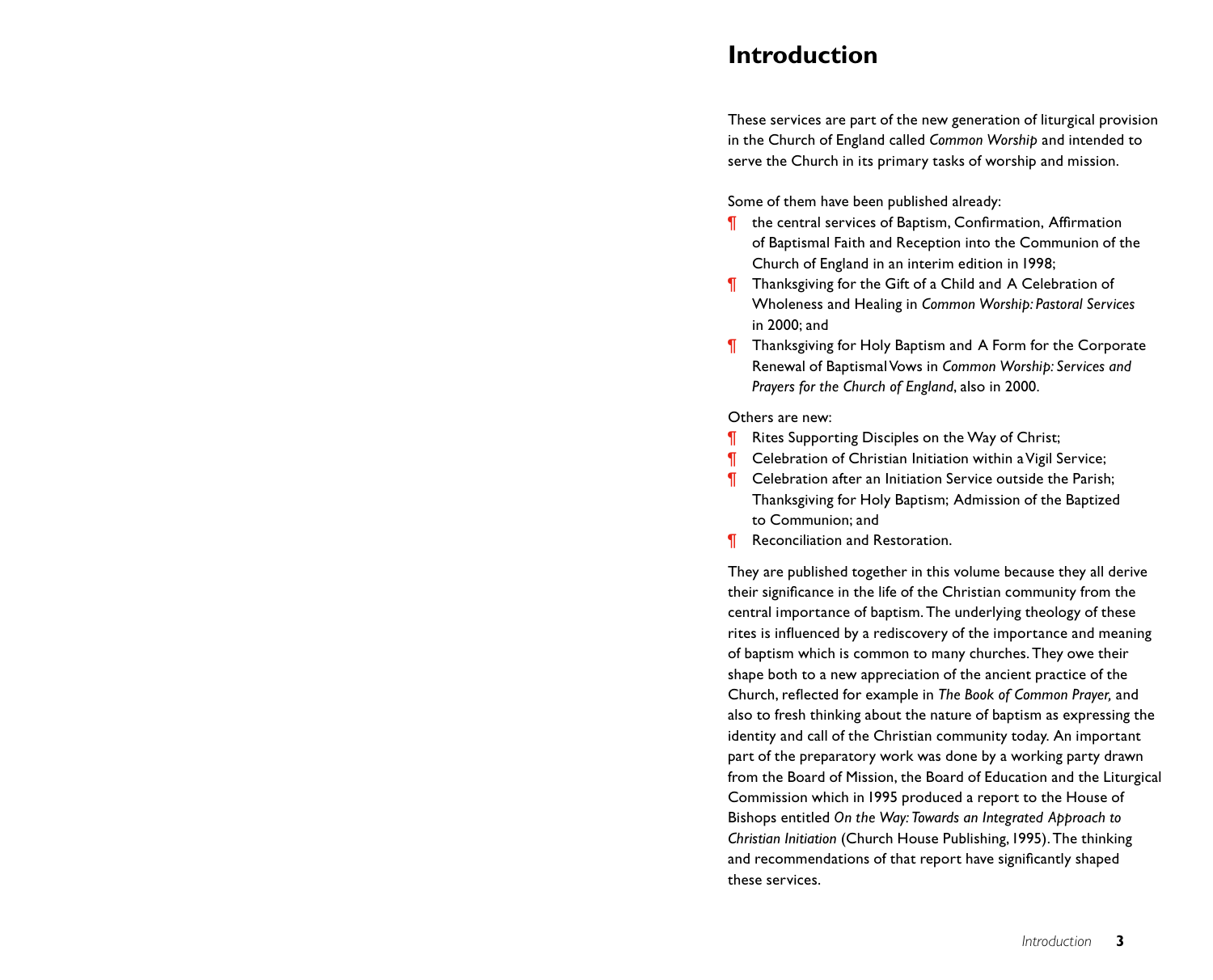# Introduction

These services are part of the new generation of liturgical provision in the Church of England called *Common Worship* and intended to serve the Church in its primary tasks of worship and mission.

Some of them have been published already:

¶ the central services of Baptism, Confirmation, Affirmation of Baptismal Faith and Reception into the Communion of the Church of England in an interim edition in 1998;

¶ Thanksgiving for the Gift of a Child and A Celebration of Wholeness and Healing in *Common Worship: Pastoral Services* in 2000; and

¶ Thanksgiving for Holy Baptism and A Form for the Corporate Renewal of Baptismal Vows in *Common Worship: Services and Prayers for the Church of England*, also in 2000.

Others are new:

¶ Rites Supporting Disciples on the Way of Christ;

¶ Celebration of Christian Initiation within a Vigil Service;

¶ Celebration after an Initiation Service outside the Parish; Thanksgiving for Holy Baptism; Admission of the Baptized to Communion; and

¶ Reconciliation and Restoration.

They are published together in this volume because they all derive their significance in the life of the Christian community from the central importance of baptism. The underlying theology of these rites is influenced by a rediscovery of the importance and meaning of baptism which is common to many churches. They owe their shape both to a new appreciation of the ancient practice of the Church, reflected for example in *The Book of Common Prayer,* and also to fresh thinking about the nature of baptism as expressing the identity and call of the Christian community today. An important part of the preparatory work was done by a working party drawn from the Board of Mission, the Board of Education and the Liturgical Commission which in 1995 produced a report to the House of Bishops entitled *On the Way: Towards an Integrated Approach to Christian Initiation* (Church House Publishing, 1995). The thinking and recommendations of that report have significantly shaped these services.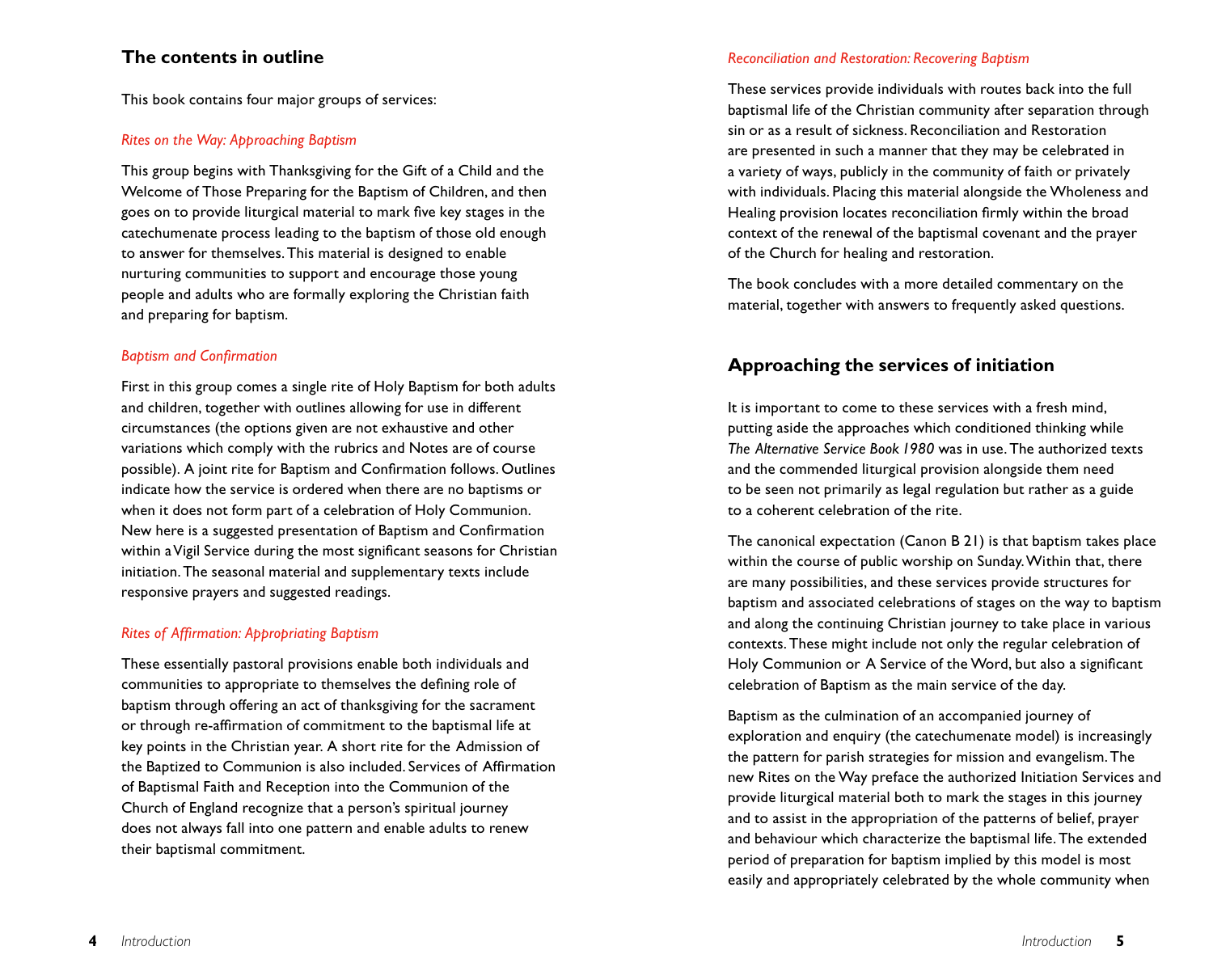## The contents in outline

This book contains four major groups of services:

*Rites on the Way: Approaching Baptism*

This group begins with Thanksgiving for the Gift of a Child and the Welcome of Those Preparing for the Baptism of Children, and then goes on to provide liturgical material to mark five key stages in the catechumenate process leading to the baptism of those old enough to answer for themselves. This material is designed to enable nurturing communities to support and encourage those young people and adults who are formally exploring the Christian faith and preparing for baptism.

*Baptism and Confirmation*

First in this group comes a single rite of Holy Baptism for both adults and children, together with outlines allowing for use in different circumstances (the options given are not exhaustive and other variations which comply with the rubrics and Notes are of course possible). A joint rite for Baptism and Confirmation follows. Outlines indicate how the service is ordered when there are no baptisms or when it does not form part of a celebration of Holy Communion. New here is a suggested presentation of Baptism and Confirmation within a Vigil Service during the most significant seasons for Christian initiation. The seasonal material and supplementary texts include responsive prayers and suggested readings.

*Rites of Affirmation: Appropriating Baptism*

These essentially pastoral provisions enable both individuals and communities to appropriate to themselves the defining role of baptism through offering an act of thanksgiving for the sacrament or through re-affirmation of commitment to the baptismal life at key points in the Christian year. A short rite for the Admission of the Baptized to Communion is also included. Services of Affirmation of Baptismal Faith and Reception into the Communion of the Church of England recognize that a person's spiritual journey does not always fall into one pattern and enable adults to renew their baptismal commitment.

*Reconciliation and Restoration: Recovering Baptism*

These services provide individuals with routes back into the full baptismal life of the Christian community after separation through sin or as a result of sickness. Reconciliation and Restoration are presented in such a manner that they may be celebrated in a variety of ways, publicly in the community of faith or privately with individuals. Placing this material alongside the Wholeness and Healing provision locates reconciliation firmly within the broad context of the renewal of the baptismal covenant and the prayer of the Church for healing and restoration.

The book concludes with a more detailed commentary on the material, together with answers to frequently asked questions.

## Approaching the services of initiation

It is important to come to these services with a fresh mind, putting aside the approaches which conditioned thinking while *The Alternative Service Book 1980* was in use. The authorized texts and the commended liturgical provision alongside them need to be seen not primarily as legal regulation but rather as a guide to a coherent celebration of the rite.

The canonical expectation (Canon B 21) is that baptism takes place within the course of public worship on Sunday. Within that, there are many possibilities, and these services provide structures for baptism and associated celebrations of stages on the way to baptism and along the continuing Christian journey to take place in various contexts. These might include not only the regular celebration of Holy Communion or A Service of the Word, but also a significant celebration of Baptism as the main service of the day.

Baptism as the culmination of an accompanied journey of exploration and enquiry (the catechumenate model) is increasingly the pattern for parish strategies for mission and evangelism. The new Rites on the Way preface the authorized Initiation Services and provide liturgical material both to mark the stages in this journey and to assist in the appropriation of the patterns of belief, prayer and behaviour which characterize the baptismal life. The extended period of preparation for baptism implied by this model is most easily and appropriately celebrated by the whole community when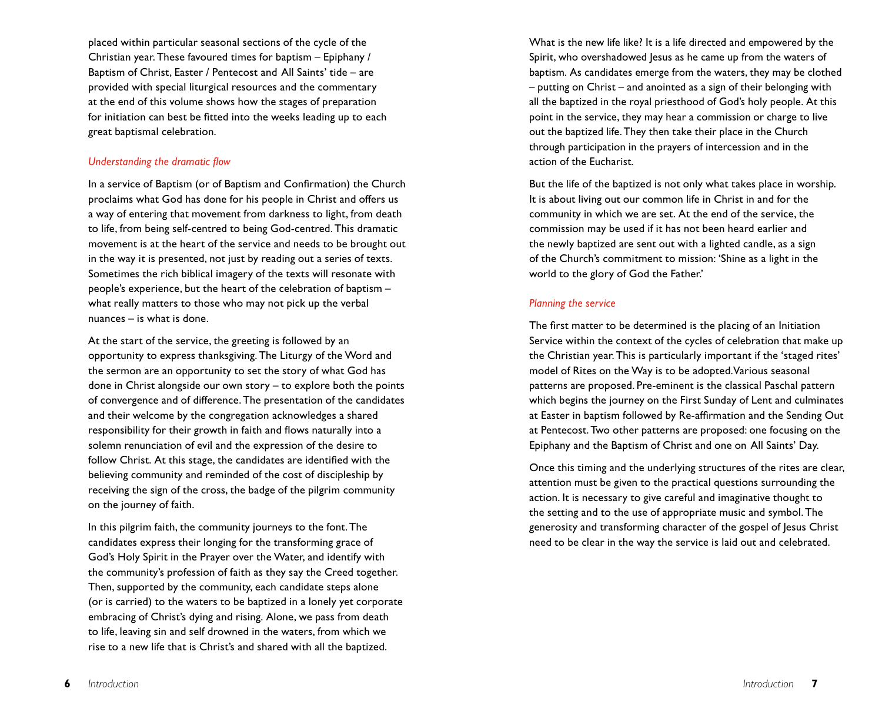placed within particular seasonal sections of the cycle of the Christian year. These favoured times for baptism – Epiphany / Baptism of Christ, Easter / Pentecost and All Saints' tide – are provided with special liturgical resources and the commentary at the end of this volume shows how the stages of preparation for initiation can best be fitted into the weeks leading up to each great baptismal celebration.

### *Understanding the dramatic flow*

In a service of Baptism (or of Baptism and Confirmation) the Church proclaims what God has done for his people in Christ and offers us a way of entering that movement from darkness to light, from death to life, from being self-centred to being God-centred. This dramatic movement is at the heart of the service and needs to be brought out in the way it is presented, not just by reading out a series of texts. Sometimes the rich biblical imagery of the texts will resonate with people's experience, but the heart of the celebration of baptism – what really matters to those who may not pick up the verbal nuances – is what is done.

At the start of the service, the greeting is followed by an opportunity to express thanksgiving. The Liturgy of the Word and the sermon are an opportunity to set the story of what God has done in Christ alongside our own story – to explore both the points of convergence and of difference. The presentation of the candidates and their welcome by the congregation acknowledges a shared responsibility for their growth in faith and flows naturally into a solemn renunciation of evil and the expression of the desire to follow Christ. At this stage, the candidates are identified with the believing community and reminded of the cost of discipleship by receiving the sign of the cross, the badge of the pilgrim community on the journey of faith.

In this pilgrim faith, the community journeys to the font. The candidates express their longing for the transforming grace of God's Holy Spirit in the Prayer over the Water, and identify with the community's profession of faith as they say the Creed together. Then, supported by the community, each candidate steps alone (or is carried) to the waters to be baptized in a lonely yet corporate embracing of Christ's dying and rising. Alone, we pass from death to life, leaving sin and self drowned in the waters, from which we rise to a new life that is Christ's and shared with all the baptized.

What is the new life like? It is a life directed and empowered by the Spirit, who overshadowed Jesus as he came up from the waters of baptism. As candidates emerge from the waters, they may be clothed – putting on Christ – and anointed as a sign of their belonging with all the baptized in the royal priesthood of God's holy people. At this point in the service, they may hear a commission or charge to live out the baptized life. They then take their place in the Church through participation in the prayers of intercession and in the action of the Eucharist.

But the life of the baptized is not only what takes place in worship. It is about living out our common life in Christ in and for the community in which we are set. At the end of the service, the commission may be used if it has not been heard earlier and the newly baptized are sent out with a lighted candle, as a sign of the Church's commitment to mission: 'Shine as a light in the world to the glory of God the Father.'

### *Planning the service*

The first matter to be determined is the placing of an Initiation Service within the context of the cycles of celebration that make up the Christian year. This is particularly important if the 'staged rites' model of Rites on the Way is to be adopted. Various seasonal patterns are proposed. Pre-eminent is the classical Paschal pattern which begins the journey on the First Sunday of Lent and culminates at Easter in baptism followed by Re-affirmation and the Sending Out at Pentecost. Two other patterns are proposed: one focusing on the Epiphany and the Baptism of Christ and one on All Saints' Day.

Once this timing and the underlying structures of the rites are clear, attention must be given to the practical questions surrounding the action. It is necessary to give careful and imaginative thought to the setting and to the use of appropriate music and symbol. The generosity and transforming character of the gospel of Jesus Christ need to be clear in the way the service is laid out and celebrated.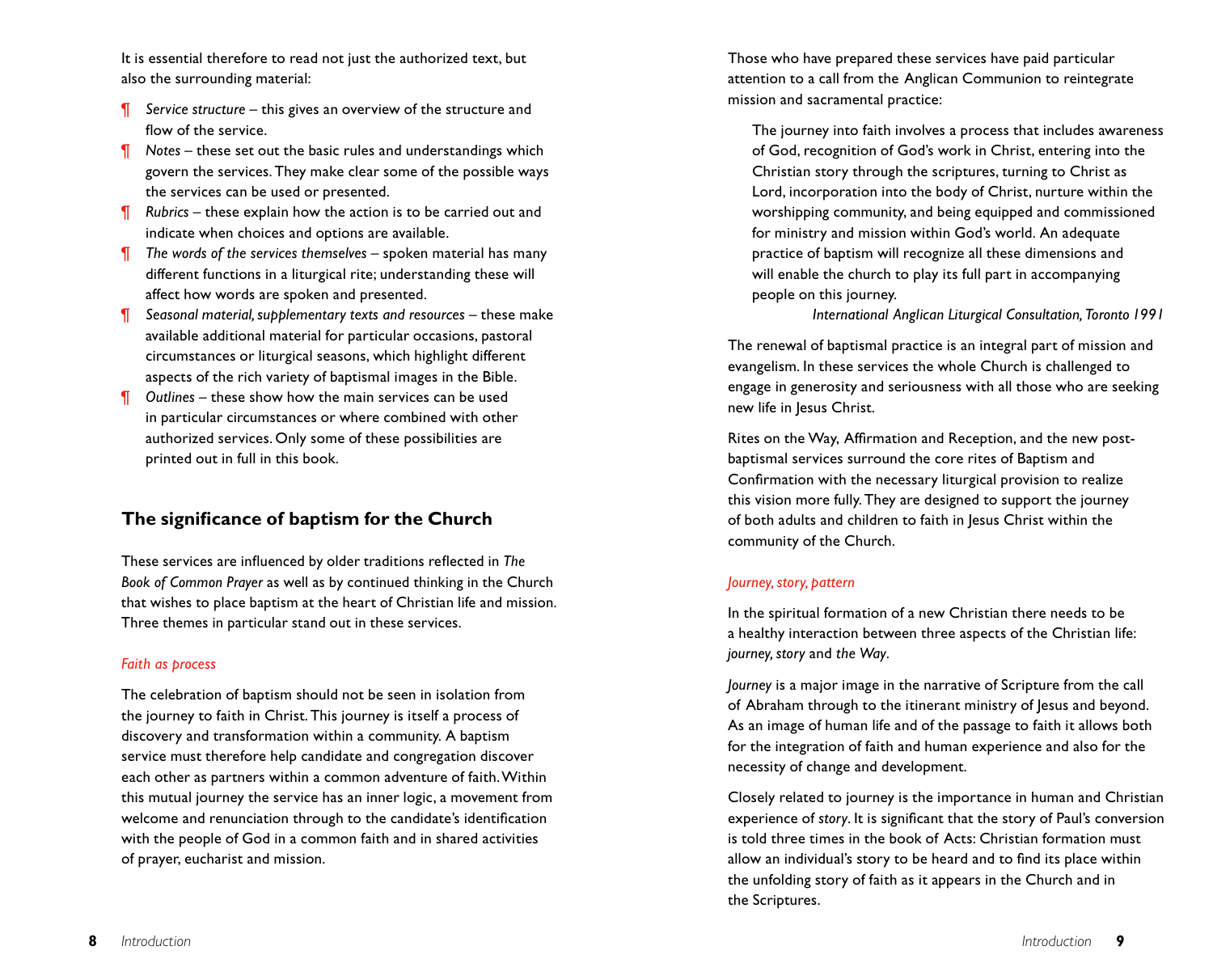It is essential therefore to read not just the authorized text, but also the surrounding material:

- *Service structure* – this gives an overview of the structure and flow of the service.
- *Notes* – these set out the basic rules and understandings which govern the services. They make clear some of the possible ways the services can be used or presented.
- *Rubrics* – these explain how the action is to be carried out and indicate when choices and options are available.
- *The words of the services themselves* – spoken material has many different functions in a liturgical rite; understanding these will affect how words are spoken and presented.
- *Seasonal material, supplementary texts and resources* – these make available additional material for particular occasions, pastoral circumstances or liturgical seasons, which highlight different aspects of the rich variety of baptismal images in the Bible.
- *Outlines* – these show how the main services can be used in particular circumstances or where combined with other authorized services. Only some of these possibilities are printed out in full in this book.

## The significance of baptism for the Church

These services are influenced by older traditions reflected in *The Book of Common Prayer* as well as by continued thinking in the Church that wishes to place baptism at the heart of Christian life and mission. Three themes in particular stand out in these services.

### *Faith as process*

The celebration of baptism should not be seen in isolation from the journey to faith in Christ. This journey is itself a process of discovery and transformation within a community. A baptism service must therefore help candidate and congregation discover each other as partners within a common adventure of faith. Within this mutual journey the service has an inner logic, a movement from welcome and renunciation through to the candidate's identification with the people of God in a common faith and in shared activities of prayer, eucharist and mission.

Those who have prepared these services have paid particular attention to a call from the Anglican Communion to reintegrate mission and sacramental practice:

> The journey into faith involves a process that includes awareness of God, recognition of God's work in Christ, entering into the Christian story through the scriptures, turning to Christ as Lord, incorporation into the body of Christ, nurture within the worshipping community, and being equipped and commissioned for ministry and mission within God's world. An adequate practice of baptism will recognize all these dimensions and will enable the church to play its full part in accompanying people on this journey.
>
> *International Anglican Liturgical Consultation, Toronto 1991*

The renewal of baptismal practice is an integral part of mission and evangelism. In these services the whole Church is challenged to engage in generosity and seriousness with all those who are seeking new life in Jesus Christ.

Rites on the Way, Affirmation and Reception, and the new post-baptismal services surround the core rites of Baptism and Confirmation with the necessary liturgical provision to realize this vision more fully. They are designed to support the journey of both adults and children to faith in Jesus Christ within the community of the Church.

### *Journey, story, pattern*

In the spiritual formation of a new Christian there needs to be a healthy interaction between three aspects of the Christian life: *journey*, *story* and *the Way*.

*Journey* is a major image in the narrative of Scripture from the call of Abraham through to the itinerant ministry of Jesus and beyond. As an image of human life and of the passage to faith it allows both for the integration of faith and human experience and also for the necessity of change and development.

Closely related to journey is the importance in human and Christian experience of *story*. It is significant that the story of Paul's conversion is told three times in the book of Acts: Christian formation must allow an individual's story to be heard and to find its place within the unfolding story of faith as it appears in the Church and in the Scriptures.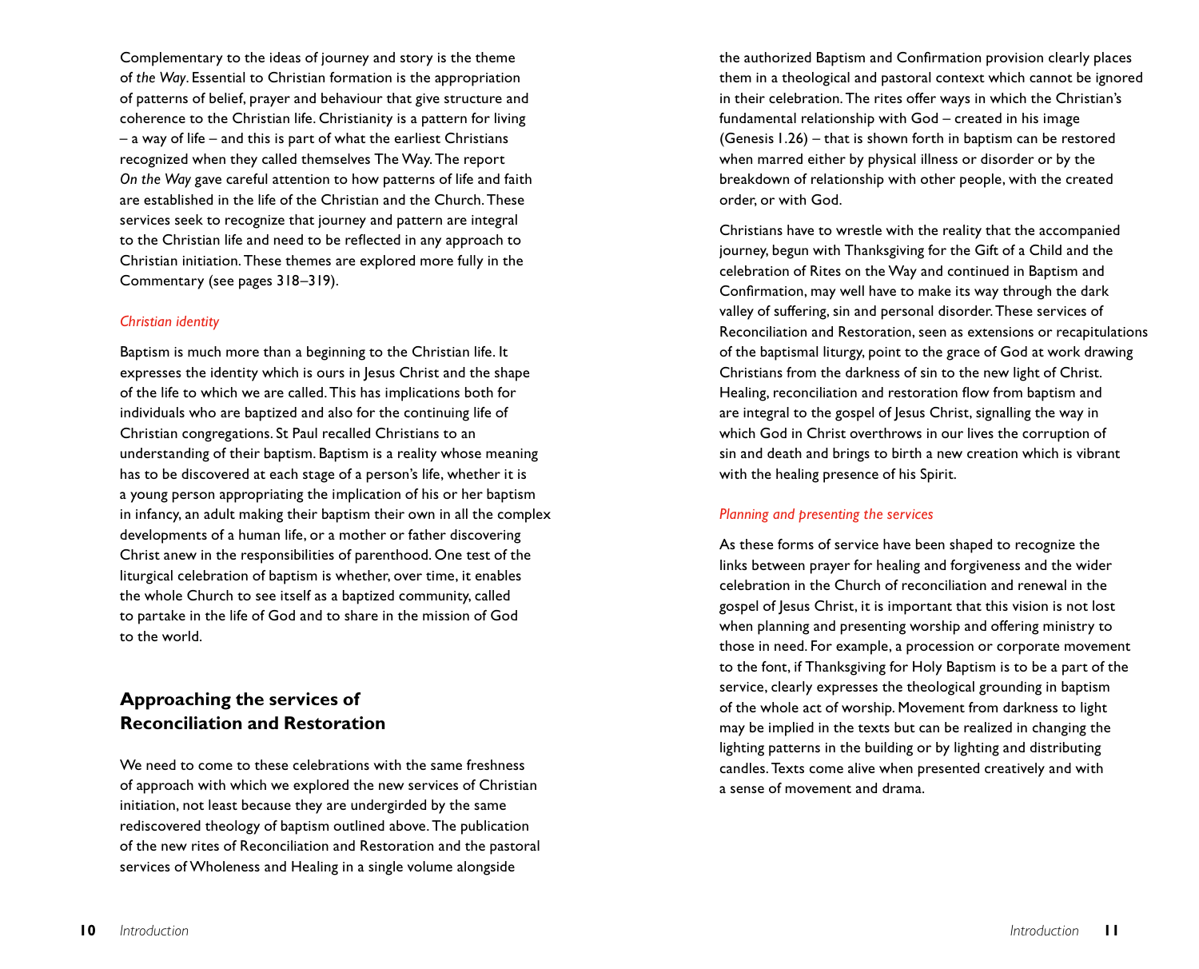Complementary to the ideas of journey and story is the theme of *the Way*. Essential to Christian formation is the appropriation of patterns of belief, prayer and behaviour that give structure and coherence to the Christian life. Christianity is a pattern for living – a way of life – and this is part of what the earliest Christians recognized when they called themselves The Way. The report *On the Way* gave careful attention to how patterns of life and faith are established in the life of the Christian and the Church. These services seek to recognize that journey and pattern are integral to the Christian life and need to be reflected in any approach to Christian initiation. These themes are explored more fully in the Commentary (see pages 318–319).

### *Christian identity*

Baptism is much more than a beginning to the Christian life. It expresses the identity which is ours in Jesus Christ and the shape of the life to which we are called. This has implications both for individuals who are baptized and also for the continuing life of Christian congregations. St Paul recalled Christians to an understanding of their baptism. Baptism is a reality whose meaning has to be discovered at each stage of a person's life, whether it is a young person appropriating the implication of his or her baptism in infancy, an adult making their baptism their own in all the complex developments of a human life, or a mother or father discovering Christ anew in the responsibilities of parenthood. One test of the liturgical celebration of baptism is whether, over time, it enables the whole Church to see itself as a baptized community, called to partake in the life of God and to share in the mission of God to the world.

## Approaching the services of Reconciliation and Restoration

We need to come to these celebrations with the same freshness of approach with which we explored the new services of Christian initiation, not least because they are undergirded by the same rediscovered theology of baptism outlined above. The publication of the new rites of Reconciliation and Restoration and the pastoral services of Wholeness and Healing in a single volume alongside the authorized Baptism and Confirmation provision clearly places them in a theological and pastoral context which cannot be ignored in their celebration. The rites offer ways in which the Christian's fundamental relationship with God – created in his image (Genesis 1.26) – that is shown forth in baptism can be restored when marred either by physical illness or disorder or by the breakdown of relationship with other people, with the created order, or with God.

Christians have to wrestle with the reality that the accompanied journey, begun with Thanksgiving for the Gift of a Child and the celebration of Rites on the Way and continued in Baptism and Confirmation, may well have to make its way through the dark valley of suffering, sin and personal disorder. These services of Reconciliation and Restoration, seen as extensions or recapitulations of the baptismal liturgy, point to the grace of God at work drawing Christians from the darkness of sin to the new light of Christ. Healing, reconciliation and restoration flow from baptism and are integral to the gospel of Jesus Christ, signalling the way in which God in Christ overthrows in our lives the corruption of sin and death and brings to birth a new creation which is vibrant with the healing presence of his Spirit.

### *Planning and presenting the services*

As these forms of service have been shaped to recognize the links between prayer for healing and forgiveness and the wider celebration in the Church of reconciliation and renewal in the gospel of Jesus Christ, it is important that this vision is not lost when planning and presenting worship and offering ministry to those in need. For example, a procession or corporate movement to the font, if Thanksgiving for Holy Baptism is to be a part of the service, clearly expresses the theological grounding in baptism of the whole act of worship. Movement from darkness to light may be implied in the texts but can be realized in changing the lighting patterns in the building or by lighting and distributing candles. Texts come alive when presented creatively and with a sense of movement and drama.